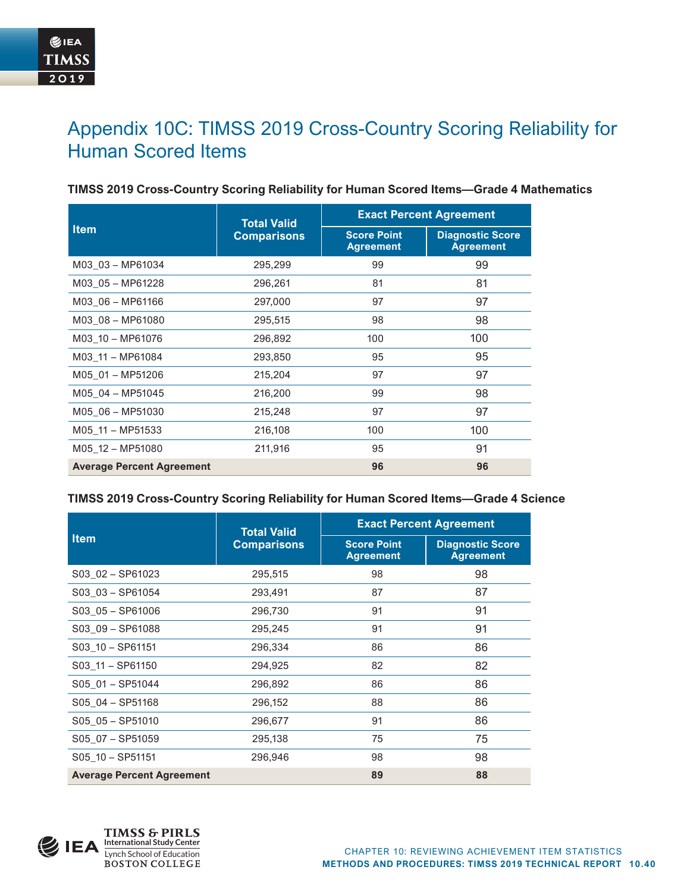# Appendix 10C: TIMSS 2019 Cross-Country Scoring Reliability for Human Scored Items

### TIMSS 2019 Cross-Country Scoring Reliability for Human Scored Items—Grade 4 Mathematics

| Item | Total Valid Comparisons | Exact Percent Agreement | |
|---|---|---|---|
| | | Score Point Agreement | Diagnostic Score Agreement |
| M03_03 – MP61034 | 295,299 | 99 | 99 |
| M03_05 – MP61228 | 296,261 | 81 | 81 |
| M03_06 – MP61166 | 297,000 | 97 | 97 |
| M03_08 – MP61080 | 295,515 | 98 | 98 |
| M03_10 – MP61076 | 296,892 | 100 | 100 |
| M03_11 – MP61084 | 293,850 | 95 | 95 |
| M05_01 – MP51206 | 215,204 | 97 | 97 |
| M05_04 – MP51045 | 216,200 | 99 | 98 |
| M05_06 – MP51030 | 215,248 | 97 | 97 |
| M05_11 – MP51533 | 216,108 | 100 | 100 |
| M05_12 – MP51080 | 211,916 | 95 | 91 |
| **Average Percent Agreement** | | **96** | **96** |

### TIMSS 2019 Cross-Country Scoring Reliability for Human Scored Items—Grade 4 Science

| Item | Total Valid Comparisons | Exact Percent Agreement | |
|---|---|---|---|
| | | Score Point Agreement | Diagnostic Score Agreement |
| S03_02 – SP61023 | 295,515 | 98 | 98 |
| S03_03 – SP61054 | 293,491 | 87 | 87 |
| S03_05 – SP61006 | 296,730 | 91 | 91 |
| S03_09 – SP61088 | 295,245 | 91 | 91 |
| S03_10 – SP61151 | 296,334 | 86 | 86 |
| S03_11 – SP61150 | 294,925 | 82 | 82 |
| S05_01 – SP51044 | 296,892 | 86 | 86 |
| S05_04 – SP51168 | 296,152 | 88 | 86 |
| S05_05 – SP51010 | 296,677 | 91 | 86 |
| S05_07 – SP51059 | 295,138 | 75 | 75 |
| S05_10 – SP51151 | 296,946 | 98 | 98 |
| **Average Percent Agreement** | | **89** | **88** |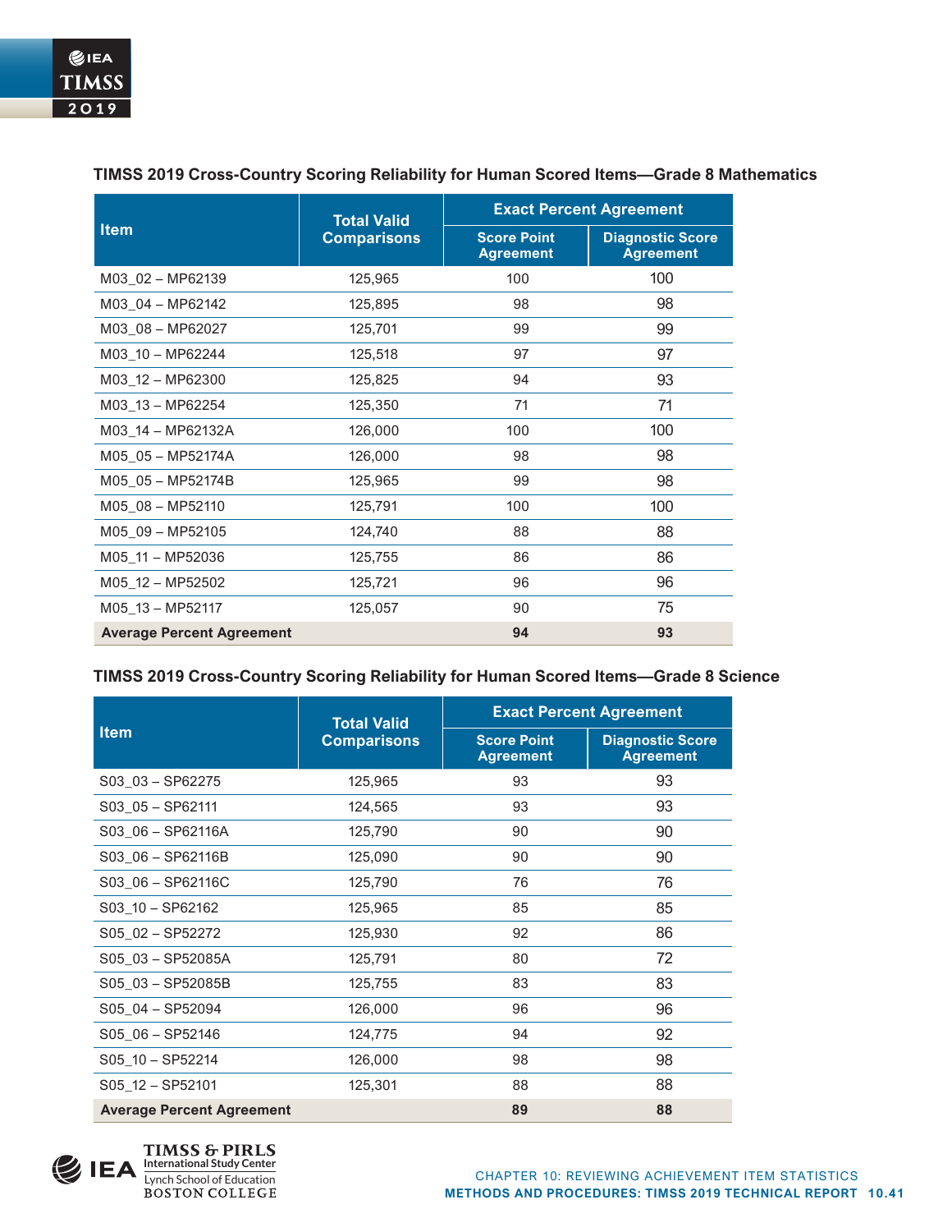**TIMSS 2019 Cross-Country Scoring Reliability for Human Scored Items—Grade 8 Mathematics**

| Item | Total Valid Comparisons | Exact Percent Agreement | |
|---|---|---|---|
| | | Score Point Agreement | Diagnostic Score Agreement |
| M03_02 – MP62139 | 125,965 | 100 | 100 |
| M03_04 – MP62142 | 125,895 | 98 | 98 |
| M03_08 – MP62027 | 125,701 | 99 | 99 |
| M03_10 – MP62244 | 125,518 | 97 | 97 |
| M03_12 – MP62300 | 125,825 | 94 | 93 |
| M03_13 – MP62254 | 125,350 | 71 | 71 |
| M03_14 – MP62132A | 126,000 | 100 | 100 |
| M05_05 – MP52174A | 126,000 | 98 | 98 |
| M05_05 – MP52174B | 125,965 | 99 | 98 |
| M05_08 – MP52110 | 125,791 | 100 | 100 |
| M05_09 – MP52105 | 124,740 | 88 | 88 |
| M05_11 – MP52036 | 125,755 | 86 | 86 |
| M05_12 – MP52502 | 125,721 | 96 | 96 |
| M05_13 – MP52117 | 125,057 | 90 | 75 |
| **Average Percent Agreement** | | **94** | **93** |

**TIMSS 2019 Cross-Country Scoring Reliability for Human Scored Items—Grade 8 Science**

| Item | Total Valid Comparisons | Exact Percent Agreement | |
|---|---|---|---|
| | | Score Point Agreement | Diagnostic Score Agreement |
| S03_03 – SP62275 | 125,965 | 93 | 93 |
| S03_05 – SP62111 | 124,565 | 93 | 93 |
| S03_06 – SP62116A | 125,790 | 90 | 90 |
| S03_06 – SP62116B | 125,090 | 90 | 90 |
| S03_06 – SP62116C | 125,790 | 76 | 76 |
| S03_10 – SP62162 | 125,965 | 85 | 85 |
| S05_02 – SP52272 | 125,930 | 92 | 86 |
| S05_03 – SP52085A | 125,791 | 80 | 72 |
| S05_03 – SP52085B | 125,755 | 83 | 83 |
| S05_04 – SP52094 | 126,000 | 96 | 96 |
| S05_06 – SP52146 | 124,775 | 94 | 92 |
| S05_10 – SP52214 | 126,000 | 98 | 98 |
| S05_12 – SP52101 | 125,301 | 88 | 88 |
| **Average Percent Agreement** | | **89** | **88** |